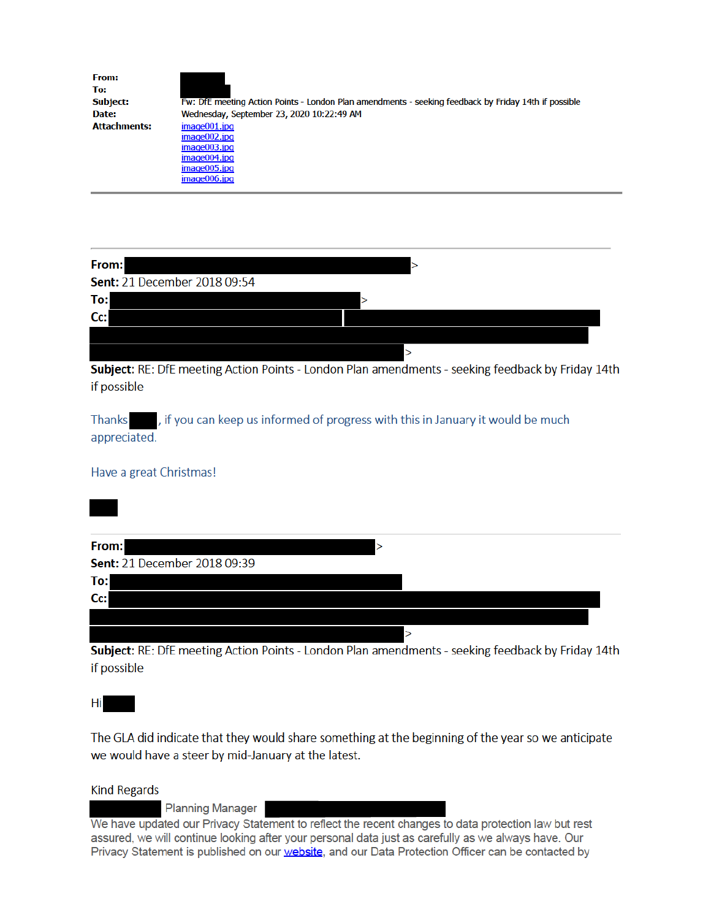**From:**
**To:**
**Subject:** Fw: DfE meeting Action Points - London Plan amendments - seeking feedback by Friday 14th if possible
**Date:** Wednesday, September 23, 2020 10:22:49 AM
**Attachments:** image001.jpg
image002.jpg
image003.jpg
image004.jpg
image005.jpg
image006.jpg

---

**From:** >
**Sent:** 21 December 2018 09:54
**To:** >
**Cc:**
>
**Subject:** RE: DfE meeting Action Points - London Plan amendments - seeking feedback by Friday 14th if possible

Thanks , if you can keep us informed of progress with this in January it would be much appreciated.

Have a great Christmas!

---

**From:** >
**Sent:** 21 December 2018 09:39
**To:**
**Cc:**
>
**Subject:** RE: DfE meeting Action Points - London Plan amendments - seeking feedback by Friday 14th if possible

Hi

The GLA did indicate that they would share something at the beginning of the year so we anticipate we would have a steer by mid-January at the latest.

Kind Regards

Planning Manager

We have updated our Privacy Statement to reflect the recent changes to data protection law but rest assured, we will continue looking after your personal data just as carefully as we always have. Our Privacy Statement is published on our website, and our Data Protection Officer can be contacted by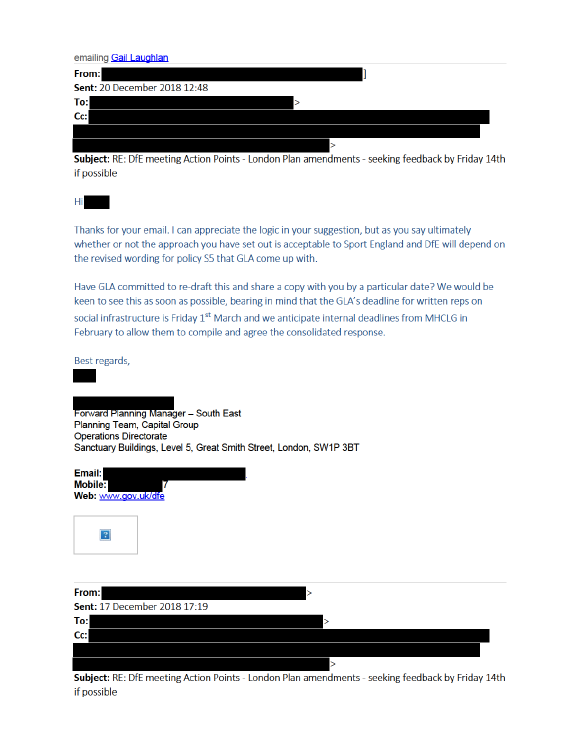emailing Gail Laughlan

---

**From:** ]
**Sent:** 20 December 2018 12:48
**To:** >
**Cc:**

>
**Subject:** RE: DfE meeting Action Points - London Plan amendments - seeking feedback by Friday 14th if possible

Hi

Thanks for your email. I can appreciate the logic in your suggestion, but as you say ultimately whether or not the approach you have set out is acceptable to Sport England and DfE will depend on the revised wording for policy S5 that GLA come up with.

Have GLA committed to re-draft this and share a copy with you by a particular date? We would be keen to see this as soon as possible, bearing in mind that the GLA's deadline for written reps on social infrastructure is Friday 1st March and we anticipate internal deadlines from MHCLG in February to allow them to compile and agree the consolidated response.

Best regards,

Forward Planning Manager – South East
Planning Team, Capital Group
Operations Directorate
Sanctuary Buildings, Level 5, Great Smith Street, London, SW1P 3BT

**Email:** .
**Mobile:** 7
**Web:** www.gov.uk/dfe

---

**From:** >
**Sent:** 17 December 2018 17:19
**To:** >
**Cc:**

>
**Subject:** RE: DfE meeting Action Points - London Plan amendments - seeking feedback by Friday 14th if possible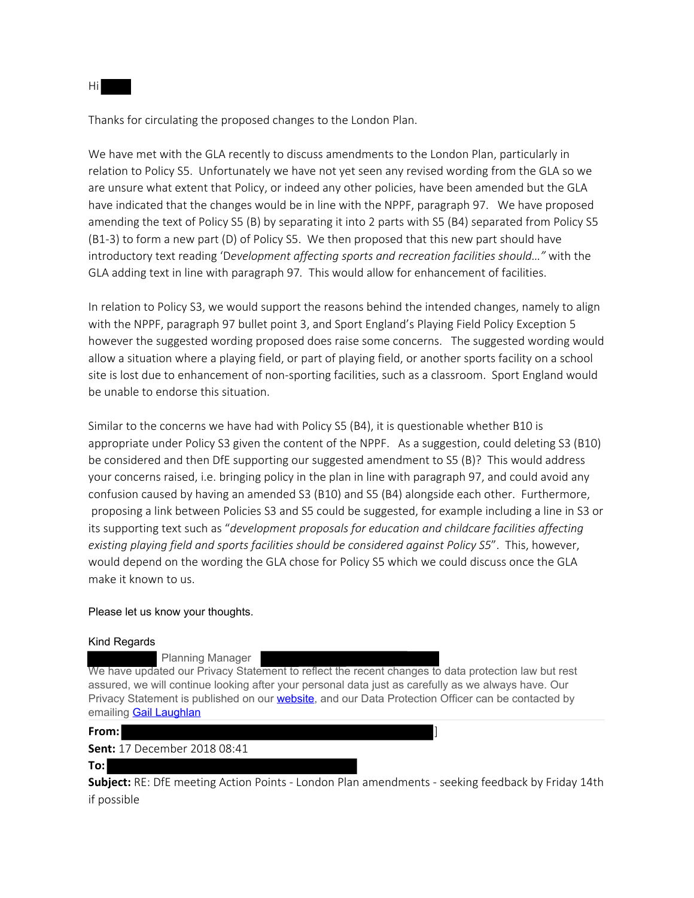Hi

Thanks for circulating the proposed changes to the London Plan.

We have met with the GLA recently to discuss amendments to the London Plan, particularly in relation to Policy S5. Unfortunately we have not yet seen any revised wording from the GLA so we are unsure what extent that Policy, or indeed any other policies, have been amended but the GLA have indicated that the changes would be in line with the NPPF, paragraph 97. We have proposed amending the text of Policy S5 (B) by separating it into 2 parts with S5 (B4) separated from Policy S5 (B1-3) to form a new part (D) of Policy S5. We then proposed that this new part should have introductory text reading '*Development affecting sports and recreation facilities should…*' with the GLA adding text in line with paragraph 97. This would allow for enhancement of facilities.

In relation to Policy S3, we would support the reasons behind the intended changes, namely to align with the NPPF, paragraph 97 bullet point 3, and Sport England's Playing Field Policy Exception 5 however the suggested wording proposed does raise some concerns. The suggested wording would allow a situation where a playing field, or part of playing field, or another sports facility on a school site is lost due to enhancement of non-sporting facilities, such as a classroom. Sport England would be unable to endorse this situation.

Similar to the concerns we have had with Policy S5 (B4), it is questionable whether B10 is appropriate under Policy S3 given the content of the NPPF. As a suggestion, could deleting S3 (B10) be considered and then DfE supporting our suggested amendment to S5 (B)? This would address your concerns raised, i.e. bringing policy in the plan in line with paragraph 97, and could avoid any confusion caused by having an amended S3 (B10) and S5 (B4) alongside each other. Furthermore, proposing a link between Policies S3 and S5 could be suggested, for example including a line in S3 or its supporting text such as "*development proposals for education and childcare facilities affecting existing playing field and sports facilities should be considered against Policy S5*". This, however, would depend on the wording the GLA chose for Policy S5 which we could discuss once the GLA make it known to us.

Please let us know your thoughts.

Kind Regards

Planning Manager

We have updated our Privacy Statement to reflect the recent changes to data protection law but rest assured, we will continue looking after your personal data just as carefully as we always have. Our Privacy Statement is published on our [website](), and our Data Protection Officer can be contacted by emailing [Gail Laughlan]()

**From:** ]

**Sent:** 17 December 2018 08:41

**To:**

**Subject:** RE: DfE meeting Action Points - London Plan amendments - seeking feedback by Friday 14th if possible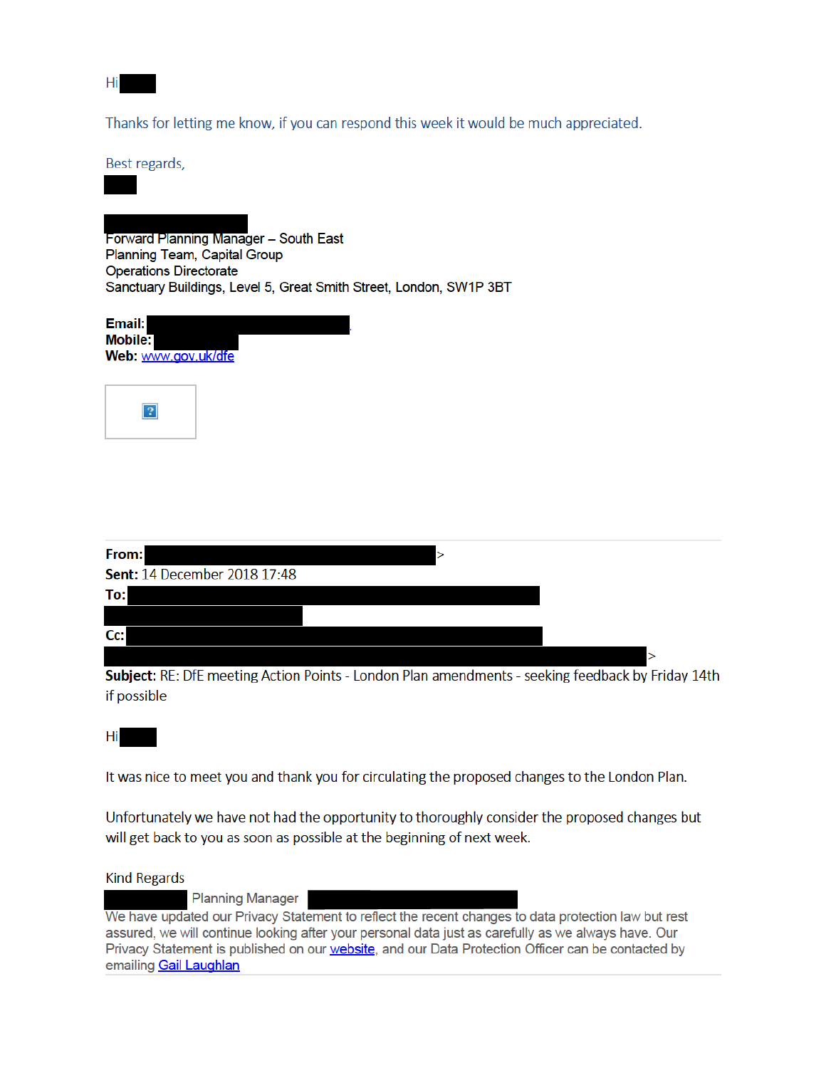Hi

Thanks for letting me know, if you can respond this week it would be much appreciated.

Best regards,

Forward Planning Manager – South East
Planning Team, Capital Group
Operations Directorate
Sanctuary Buildings, Level 5, Great Smith Street, London, SW1P 3BT

**Email:**
**Mobile:**
**Web:** [www.gov.uk/dfe](www.gov.uk/dfe)

---

**From:** >
**Sent:** 14 December 2018 17:48
**To:**
**Cc:**
>
**Subject:** RE: DfE meeting Action Points - London Plan amendments - seeking feedback by Friday 14th if possible

Hi

It was nice to meet you and thank you for circulating the proposed changes to the London Plan.

Unfortunately we have not had the opportunity to thoroughly consider the proposed changes but will get back to you as soon as possible at the beginning of next week.

Kind Regards

Planning Manager

We have updated our Privacy Statement to reflect the recent changes to data protection law but rest assured, we will continue looking after your personal data just as carefully as we always have. Our Privacy Statement is published on our website, and our Data Protection Officer can be contacted by emailing Gail Laughlan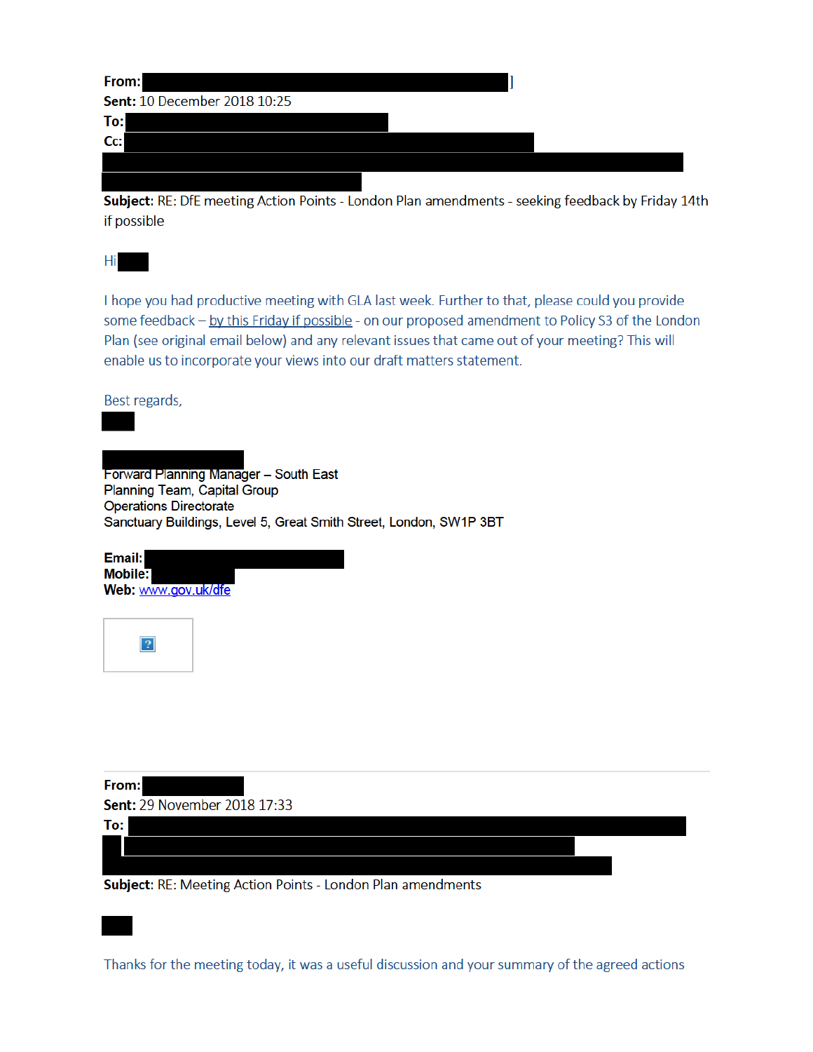**From:** ]
**Sent:** 10 December 2018 10:25
**To:**
**Cc:**

**Subject:** RE: DfE meeting Action Points - London Plan amendments - seeking feedback by Friday 14th if possible

Hi

I hope you had productive meeting with GLA last week. Further to that, please could you provide some feedback – by this Friday if possible - on our proposed amendment to Policy S3 of the London Plan (see original email below) and any relevant issues that came out of your meeting? This will enable us to incorporate your views into our draft matters statement.

Best regards,

Forward Planning Manager – South East
Planning Team, Capital Group
Operations Directorate
Sanctuary Buildings, Level 5, Great Smith Street, London, SW1P 3BT

**Email:**
**Mobile:**
**Web:** www.gov.uk/dfe

---

**From:**
**Sent:** 29 November 2018 17:33
**To:**

**Subject:** RE: Meeting Action Points - London Plan amendments

Thanks for the meeting today, it was a useful discussion and your summary of the agreed actions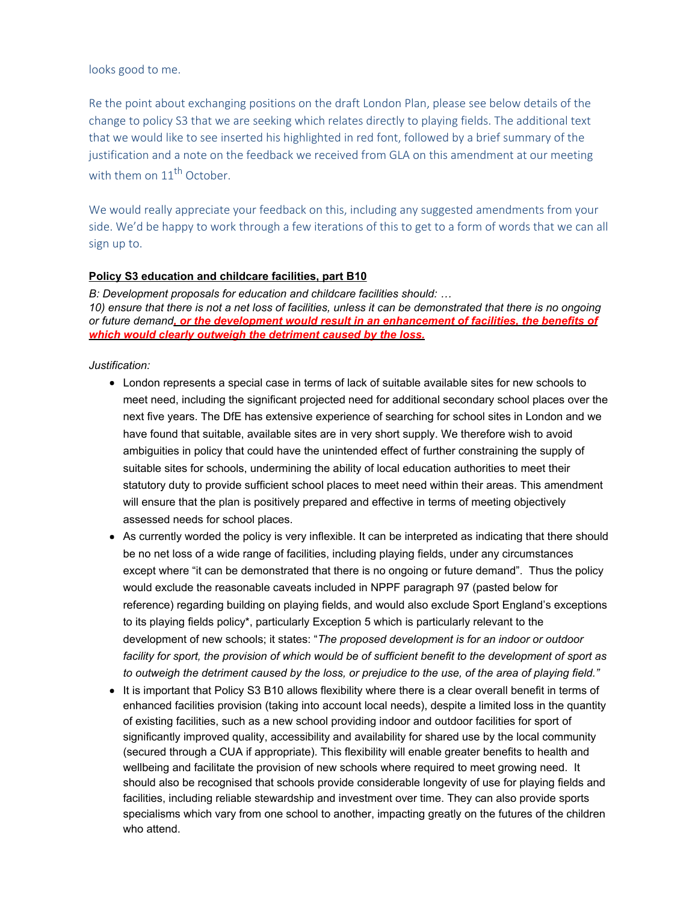looks good to me.

Re the point about exchanging positions on the draft London Plan, please see below details of the change to policy S3 that we are seeking which relates directly to playing fields. The additional text that we would like to see inserted his highlighted in red font, followed by a brief summary of the justification and a note on the feedback we received from GLA on this amendment at our meeting with them on 11th October.

We would really appreciate your feedback on this, including any suggested amendments from your side. We'd be happy to work through a few iterations of this to get to a form of words that we can all sign up to.

**Policy S3 education and childcare facilities, part B10**

*B: Development proposals for education and childcare facilities should: …*
*10) ensure that there is not a net loss of facilities, unless it can be demonstrated that there is no ongoing or future demand**, or the development would result in an enhancement of facilities, the benefits of which would clearly outweigh the detriment caused by the loss.***

*Justification:*

- London represents a special case in terms of lack of suitable available sites for new schools to meet need, including the significant projected need for additional secondary school places over the next five years. The DfE has extensive experience of searching for school sites in London and we have found that suitable, available sites are in very short supply. We therefore wish to avoid ambiguities in policy that could have the unintended effect of further constraining the supply of suitable sites for schools, undermining the ability of local education authorities to meet their statutory duty to provide sufficient school places to meet need within their areas. This amendment will ensure that the plan is positively prepared and effective in terms of meeting objectively assessed needs for school places.
- As currently worded the policy is very inflexible. It can be interpreted as indicating that there should be no net loss of a wide range of facilities, including playing fields, under any circumstances except where "it can be demonstrated that there is no ongoing or future demand". Thus the policy would exclude the reasonable caveats included in NPPF paragraph 97 (pasted below for reference) regarding building on playing fields, and would also exclude Sport England's exceptions to its playing fields policy*, particularly Exception 5 which is particularly relevant to the development of new schools; it states: "*The proposed development is for an indoor or outdoor facility for sport, the provision of which would be of sufficient benefit to the development of sport as to outweigh the detriment caused by the loss, or prejudice to the use, of the area of playing field."*
- It is important that Policy S3 B10 allows flexibility where there is a clear overall benefit in terms of enhanced facilities provision (taking into account local needs), despite a limited loss in the quantity of existing facilities, such as a new school providing indoor and outdoor facilities for sport of significantly improved quality, accessibility and availability for shared use by the local community (secured through a CUA if appropriate). This flexibility will enable greater benefits to health and wellbeing and facilitate the provision of new schools where required to meet growing need. It should also be recognised that schools provide considerable longevity of use for playing fields and facilities, including reliable stewardship and investment over time. They can also provide sports specialisms which vary from one school to another, impacting greatly on the futures of the children who attend.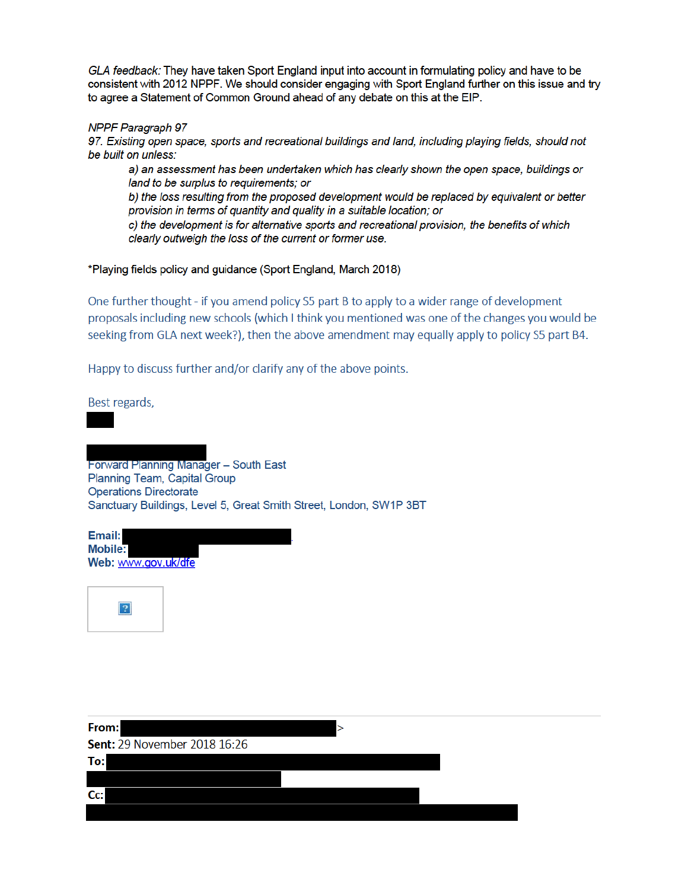*GLA feedback:* They have taken Sport England input into account in formulating policy and have to be consistent with 2012 NPPF. We should consider engaging with Sport England further on this issue and try to agree a Statement of Common Ground ahead of any debate on this at the EIP.

*NPPF Paragraph 97*

*97. Existing open space, sports and recreational buildings and land, including playing fields, should not be built on unless:*

> *a) an assessment has been undertaken which has clearly shown the open space, buildings or land to be surplus to requirements; or*
>
> *b) the loss resulting from the proposed development would be replaced by equivalent or better provision in terms of quantity and quality in a suitable location; or*
>
> *c) the development is for alternative sports and recreational provision, the benefits of which clearly outweigh the loss of the current or former use.*

*Playing fields policy and guidance (Sport England, March 2018)

One further thought - if you amend policy S5 part B to apply to a wider range of development proposals including new schools (which I think you mentioned was one of the changes you would be seeking from GLA next week?), then the above amendment may equally apply to policy S5 part B4.

Happy to discuss further and/or clarify any of the above points.

Best regards,

Forward Planning Manager – South East
Planning Team, Capital Group
Operations Directorate
Sanctuary Buildings, Level 5, Great Smith Street, London, SW1P 3BT

**Email:**
**Mobile:**
**Web:** www.gov.uk/dfe

---

**From:** >
**Sent:** 29 November 2018 16:26
**To:**
**Cc:**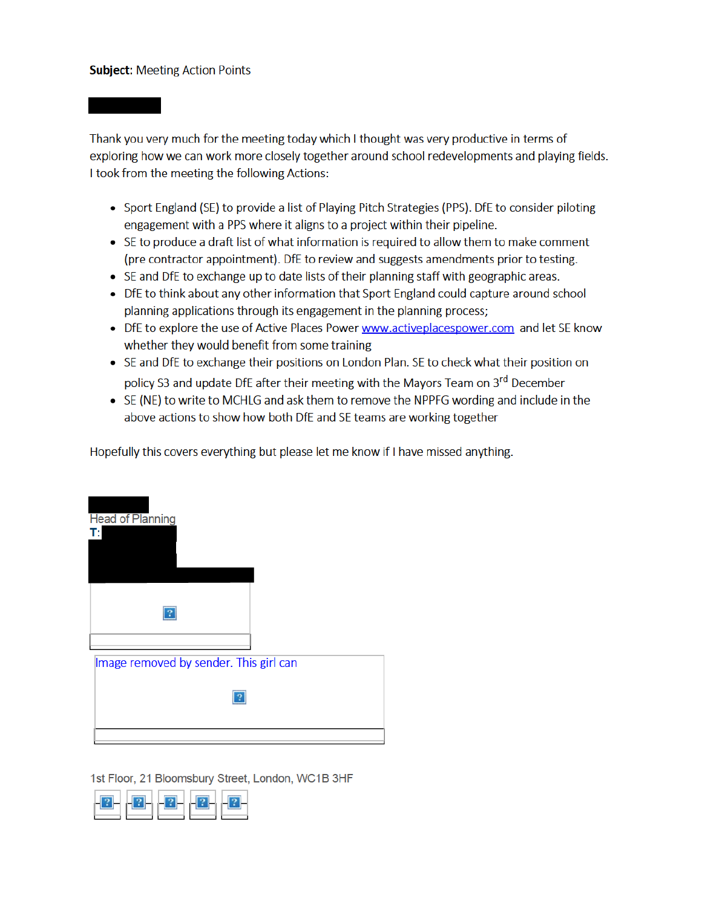**Subject**: Meeting Action Points

Thank you very much for the meeting today which I thought was very productive in terms of exploring how we can work more closely together around school redevelopments and playing fields. I took from the meeting the following Actions:

- Sport England (SE) to provide a list of Playing Pitch Strategies (PPS). DfE to consider piloting engagement with a PPS where it aligns to a project within their pipeline.
- SE to produce a draft list of what information is required to allow them to make comment (pre contractor appointment). DfE to review and suggests amendments prior to testing.
- SE and DfE to exchange up to date lists of their planning staff with geographic areas.
- DfE to think about any other information that Sport England could capture around school planning applications through its engagement in the planning process;
- DfE to explore the use of Active Places Power www.activeplacespower.com and let SE know whether they would benefit from some training
- SE and DfE to exchange their positions on London Plan. SE to check what their position on policy S3 and update DfE after their meeting with the Mayors Team on 3rd December
- SE (NE) to write to MCHLG and ask them to remove the NPPFG wording and include in the above actions to show how both DfE and SE teams are working together

Hopefully this covers everything but please let me know if I have missed anything.

Head of Planning
T:

Image removed by sender. This girl can

1st Floor, 21 Bloomsbury Street, London, WC1B 3HF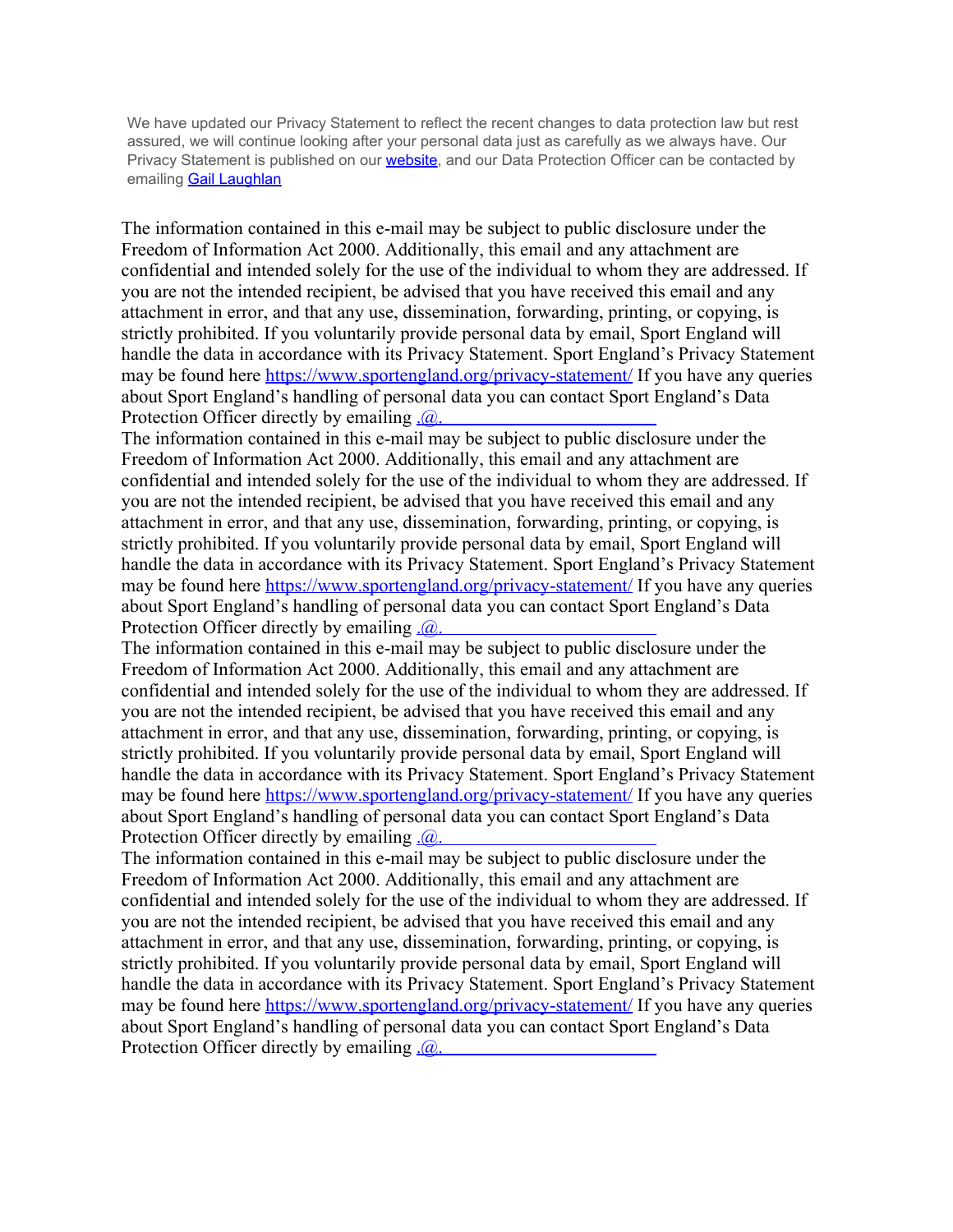We have updated our Privacy Statement to reflect the recent changes to data protection law but rest assured, we will continue looking after your personal data just as carefully as we always have. Our Privacy Statement is published on our website, and our Data Protection Officer can be contacted by emailing Gail Laughlan

The information contained in this e-mail may be subject to public disclosure under the Freedom of Information Act 2000. Additionally, this email and any attachment are confidential and intended solely for the use of the individual to whom they are addressed. If you are not the intended recipient, be advised that you have received this email and any attachment in error, and that any use, dissemination, forwarding, printing, or copying, is strictly prohibited. If you voluntarily provide personal data by email, Sport England will handle the data in accordance with its Privacy Statement. Sport England's Privacy Statement may be found here https://www.sportengland.org/privacy-statement/ If you have any queries about Sport England's handling of personal data you can contact Sport England's Data Protection Officer directly by emailing .@.

The information contained in this e-mail may be subject to public disclosure under the Freedom of Information Act 2000. Additionally, this email and any attachment are confidential and intended solely for the use of the individual to whom they are addressed. If you are not the intended recipient, be advised that you have received this email and any attachment in error, and that any use, dissemination, forwarding, printing, or copying, is strictly prohibited. If you voluntarily provide personal data by email, Sport England will handle the data in accordance with its Privacy Statement. Sport England's Privacy Statement may be found here https://www.sportengland.org/privacy-statement/ If you have any queries about Sport England's handling of personal data you can contact Sport England's Data Protection Officer directly by emailing .@.

The information contained in this e-mail may be subject to public disclosure under the Freedom of Information Act 2000. Additionally, this email and any attachment are confidential and intended solely for the use of the individual to whom they are addressed. If you are not the intended recipient, be advised that you have received this email and any attachment in error, and that any use, dissemination, forwarding, printing, or copying, is strictly prohibited. If you voluntarily provide personal data by email, Sport England will handle the data in accordance with its Privacy Statement. Sport England's Privacy Statement may be found here https://www.sportengland.org/privacy-statement/ If you have any queries about Sport England's handling of personal data you can contact Sport England's Data Protection Officer directly by emailing .@.

The information contained in this e-mail may be subject to public disclosure under the Freedom of Information Act 2000. Additionally, this email and any attachment are confidential and intended solely for the use of the individual to whom they are addressed. If you are not the intended recipient, be advised that you have received this email and any attachment in error, and that any use, dissemination, forwarding, printing, or copying, is strictly prohibited. If you voluntarily provide personal data by email, Sport England will handle the data in accordance with its Privacy Statement. Sport England's Privacy Statement may be found here https://www.sportengland.org/privacy-statement/ If you have any queries about Sport England's handling of personal data you can contact Sport England's Data Protection Officer directly by emailing .@.